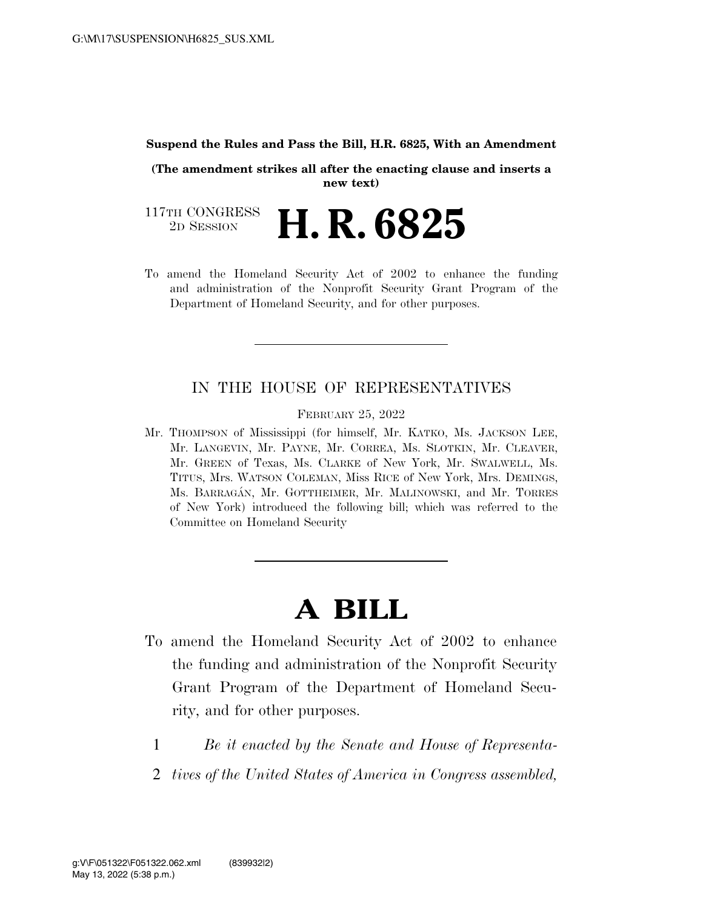**Suspend the Rules and Pass the Bill, H.R. 6825, With an Amendment**

**(The amendment strikes all after the enacting clause and inserts a new text)**

117TH CONGRESS
2D SESSION

# H. R. 6825

To amend the Homeland Security Act of 2002 to enhance the funding and administration of the Nonprofit Security Grant Program of the Department of Homeland Security, and for other purposes.

---

IN THE HOUSE OF REPRESENTATIVES

FEBRUARY 25, 2022

Mr. THOMPSON of Mississippi (for himself, Mr. KATKO, Ms. JACKSON LEE, Mr. LANGEVIN, Mr. PAYNE, Mr. CORREA, Ms. SLOTKIN, Mr. CLEAVER, Mr. GREEN of Texas, Ms. CLARKE of New York, Mr. SWALWELL, Ms. TITUS, Mrs. WATSON COLEMAN, Miss RICE of New York, Mrs. DEMINGS, Ms. BARRAGÁN, Mr. GOTTHEIMER, Mr. MALINOWSKI, and Mr. TORRES of New York) introduced the following bill; which was referred to the Committee on Homeland Security

---

# A BILL

To amend the Homeland Security Act of 2002 to enhance the funding and administration of the Nonprofit Security Grant Program of the Department of Homeland Security, and for other purposes.

1 *Be it enacted by the Senate and House of Representa-*
2 *tives of the United States of America in Congress assembled,*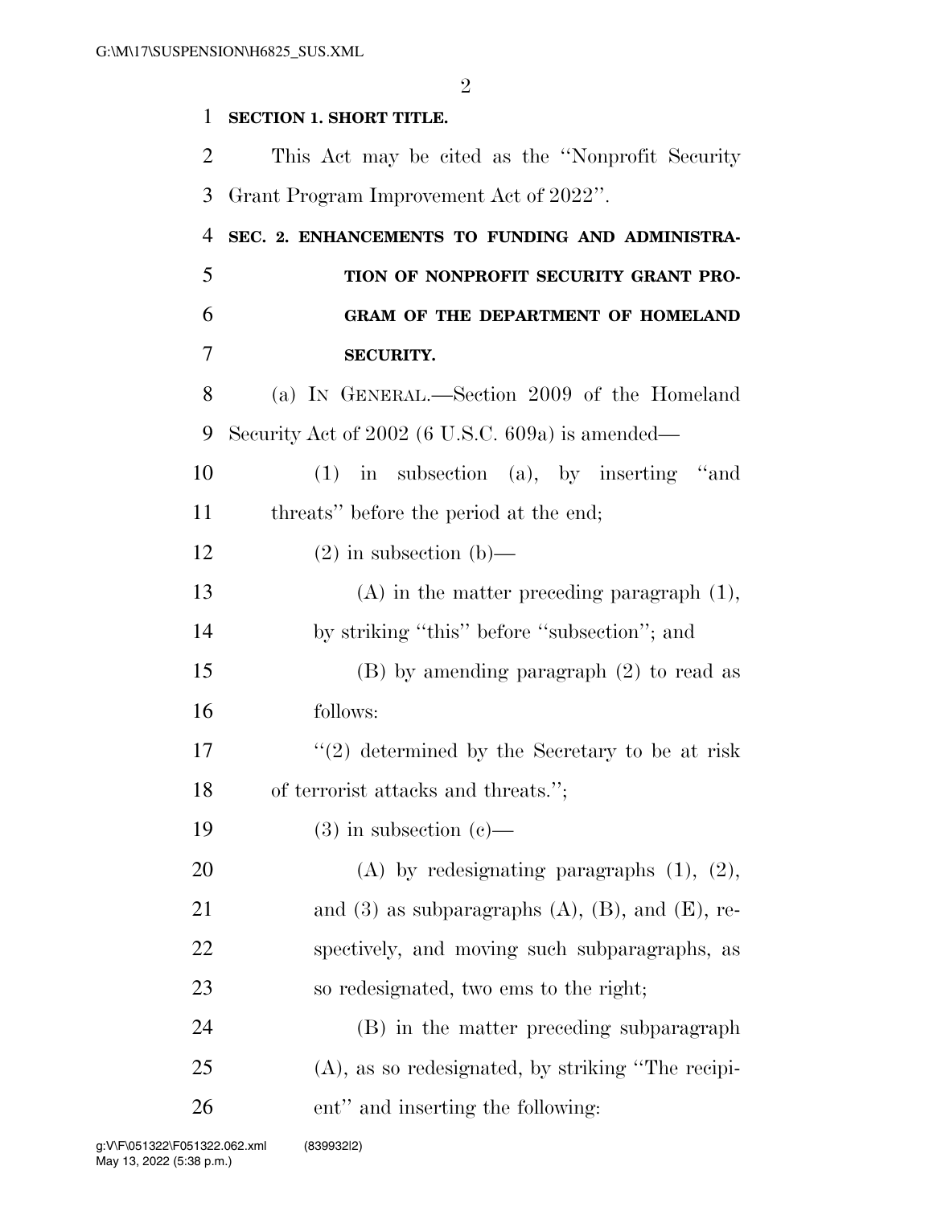**SECTION 1. SHORT TITLE.**

This Act may be cited as the "Nonprofit Security Grant Program Improvement Act of 2022".

**SEC. 2. ENHANCEMENTS TO FUNDING AND ADMINISTRATION OF NONPROFIT SECURITY GRANT PROGRAM OF THE DEPARTMENT OF HOMELAND SECURITY.**

(a) IN GENERAL.—Section 2009 of the Homeland Security Act of 2002 (6 U.S.C. 609a) is amended—

(1) in subsection (a), by inserting "and threats" before the period at the end;

(2) in subsection (b)—

(A) in the matter preceding paragraph (1), by striking "this" before "subsection"; and

(B) by amending paragraph (2) to read as follows:

"(2) determined by the Secretary to be at risk of terrorist attacks and threats.";

(3) in subsection (c)—

(A) by redesignating paragraphs (1), (2), and (3) as subparagraphs (A), (B), and (E), respectively, and moving such subparagraphs, as so redesignated, two ems to the right;

(B) in the matter preceding subparagraph (A), as so redesignated, by striking "The recipient" and inserting the following: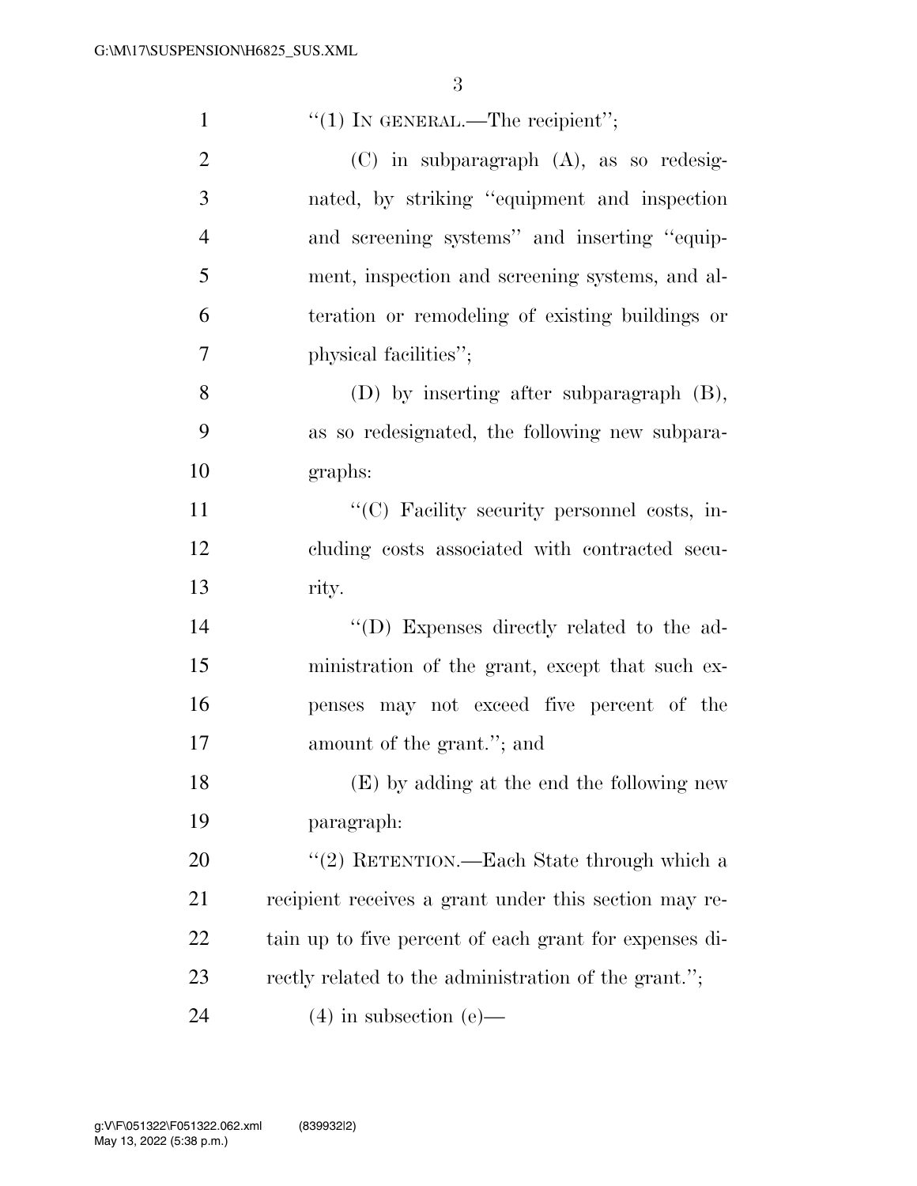"(1) IN GENERAL.—The recipient";

(C) in subparagraph (A), as so redesignated, by striking "equipment and inspection and screening systems" and inserting "equipment, inspection and screening systems, and alteration or remodeling of existing buildings or physical facilities";

(D) by inserting after subparagraph (B), as so redesignated, the following new subparagraphs:

"(C) Facility security personnel costs, including costs associated with contracted security.

"(D) Expenses directly related to the administration of the grant, except that such expenses may not exceed five percent of the amount of the grant."; and

(E) by adding at the end the following new paragraph:

"(2) RETENTION.—Each State through which a recipient receives a grant under this section may retain up to five percent of each grant for expenses directly related to the administration of the grant.";

(4) in subsection (e)—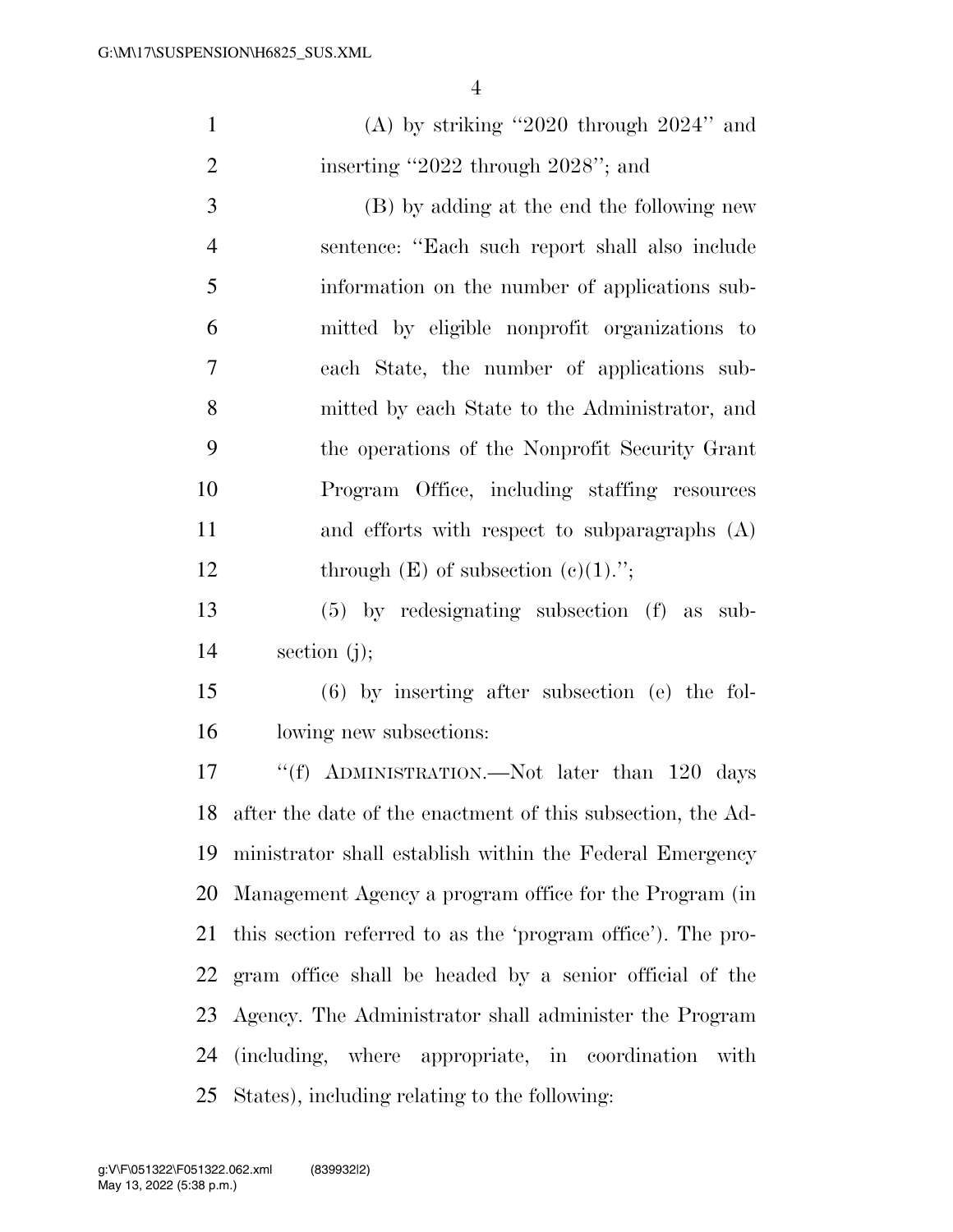(A) by striking "2020 through 2024" and inserting "2022 through 2028"; and

(B) by adding at the end the following new sentence: "Each such report shall also include information on the number of applications submitted by eligible nonprofit organizations to each State, the number of applications submitted by each State to the Administrator, and the operations of the Nonprofit Security Grant Program Office, including staffing resources and efforts with respect to subparagraphs (A) through (E) of subsection (c)(1).";

(5) by redesignating subsection (f) as subsection (j);

(6) by inserting after subsection (e) the following new subsections:

"(f) ADMINISTRATION.—Not later than 120 days after the date of the enactment of this subsection, the Administrator shall establish within the Federal Emergency Management Agency a program office for the Program (in this section referred to as the 'program office'). The program office shall be headed by a senior official of the Agency. The Administrator shall administer the Program (including, where appropriate, in coordination with States), including relating to the following: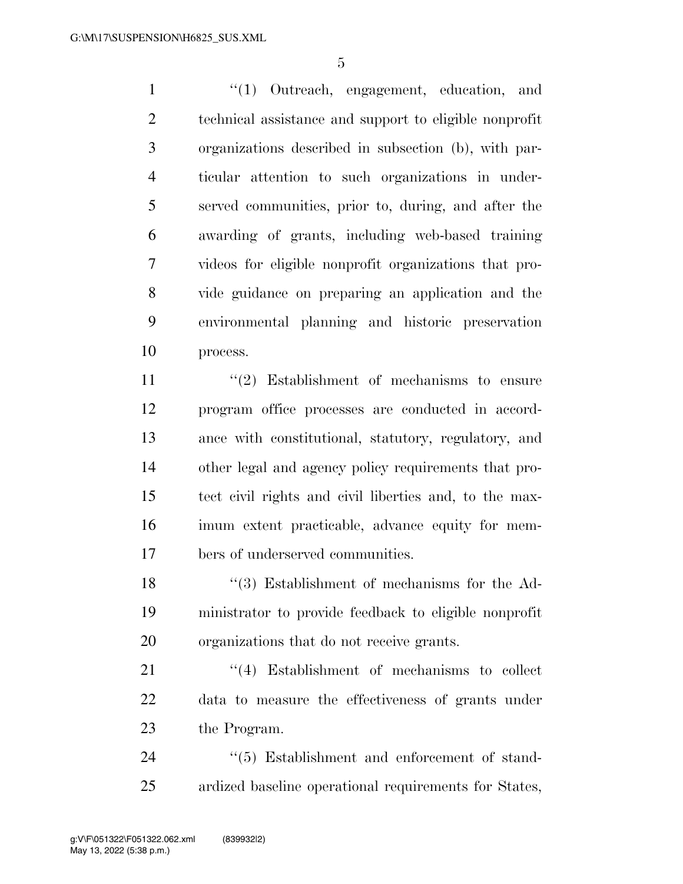''(1) Outreach, engagement, education, and technical assistance and support to eligible nonprofit organizations described in subsection (b), with particular attention to such organizations in underserved communities, prior to, during, and after the awarding of grants, including web-based training videos for eligible nonprofit organizations that provide guidance on preparing an application and the environmental planning and historic preservation process.

''(2) Establishment of mechanisms to ensure program office processes are conducted in accordance with constitutional, statutory, regulatory, and other legal and agency policy requirements that protect civil rights and civil liberties and, to the maximum extent practicable, advance equity for members of underserved communities.

''(3) Establishment of mechanisms for the Administrator to provide feedback to eligible nonprofit organizations that do not receive grants.

''(4) Establishment of mechanisms to collect data to measure the effectiveness of grants under the Program.

''(5) Establishment and enforcement of standardized baseline operational requirements for States,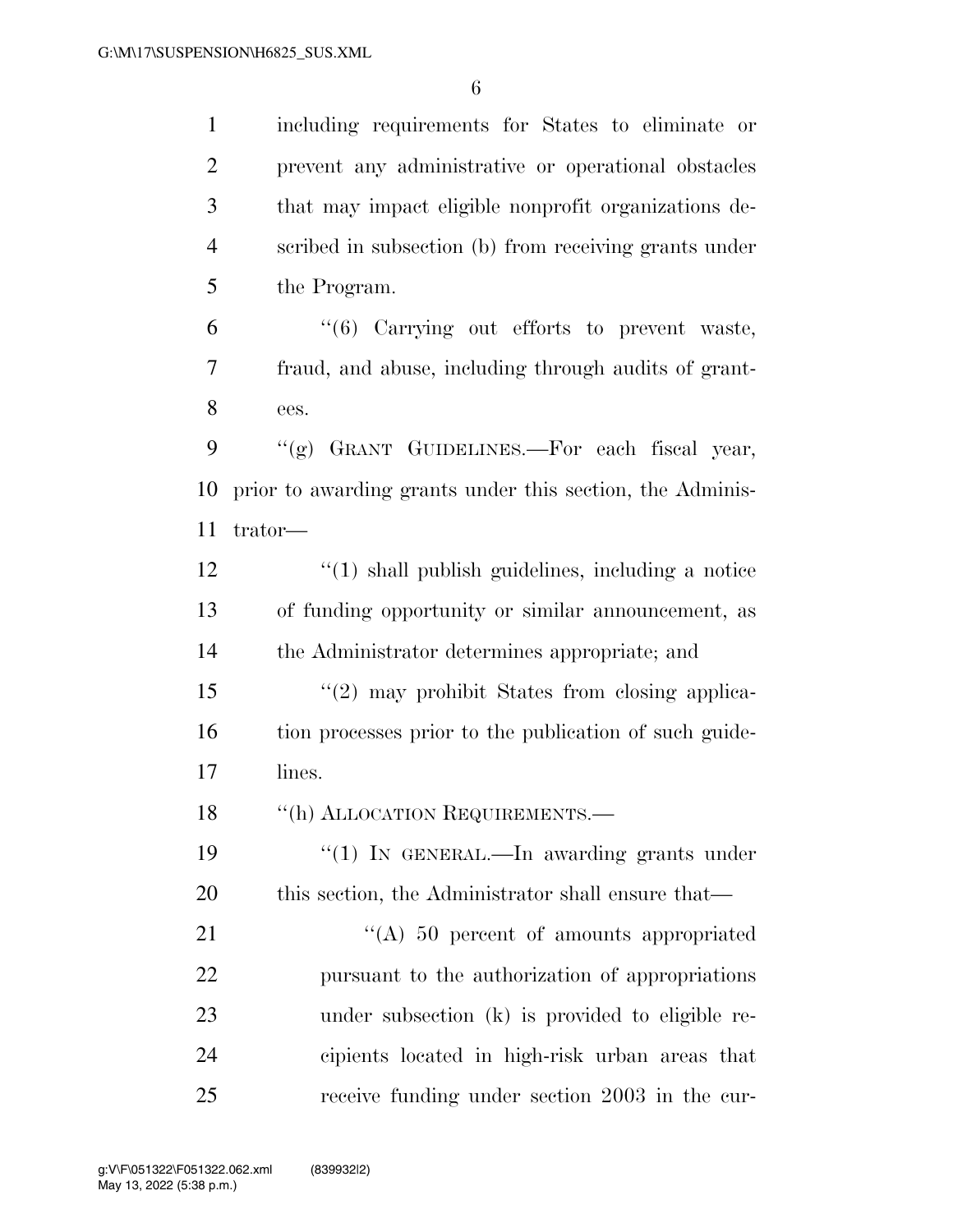including requirements for States to eliminate or prevent any administrative or operational obstacles that may impact eligible nonprofit organizations described in subsection (b) from receiving grants under the Program.

"(6) Carrying out efforts to prevent waste, fraud, and abuse, including through audits of grantees.

"(g) GRANT GUIDELINES.—For each fiscal year, prior to awarding grants under this section, the Administrator—

"(1) shall publish guidelines, including a notice of funding opportunity or similar announcement, as the Administrator determines appropriate; and

"(2) may prohibit States from closing application processes prior to the publication of such guidelines.

"(h) ALLOCATION REQUIREMENTS.—

"(1) IN GENERAL.—In awarding grants under this section, the Administrator shall ensure that—

"(A) 50 percent of amounts appropriated pursuant to the authorization of appropriations under subsection (k) is provided to eligible recipients located in high-risk urban areas that receive funding under section 2003 in the cur-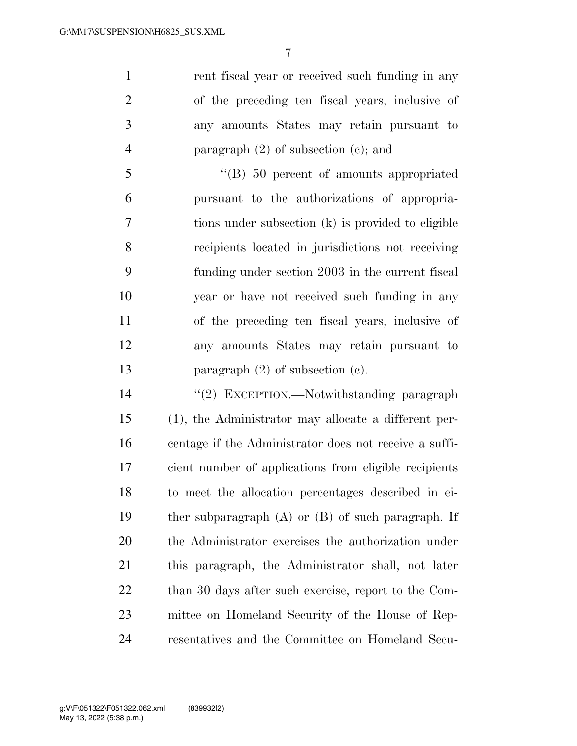rent fiscal year or received such funding in any of the preceding ten fiscal years, inclusive of any amounts States may retain pursuant to paragraph (2) of subsection (c); and

"(B) 50 percent of amounts appropriated pursuant to the authorizations of appropriations under subsection (k) is provided to eligible recipients located in jurisdictions not receiving funding under section 2003 in the current fiscal year or have not received such funding in any of the preceding ten fiscal years, inclusive of any amounts States may retain pursuant to paragraph (2) of subsection (c).

"(2) EXCEPTION.—Notwithstanding paragraph (1), the Administrator may allocate a different percentage if the Administrator does not receive a sufficient number of applications from eligible recipients to meet the allocation percentages described in either subparagraph (A) or (B) of such paragraph. If the Administrator exercises the authorization under this paragraph, the Administrator shall, not later than 30 days after such exercise, report to the Committee on Homeland Security of the House of Representatives and the Committee on Homeland Secu-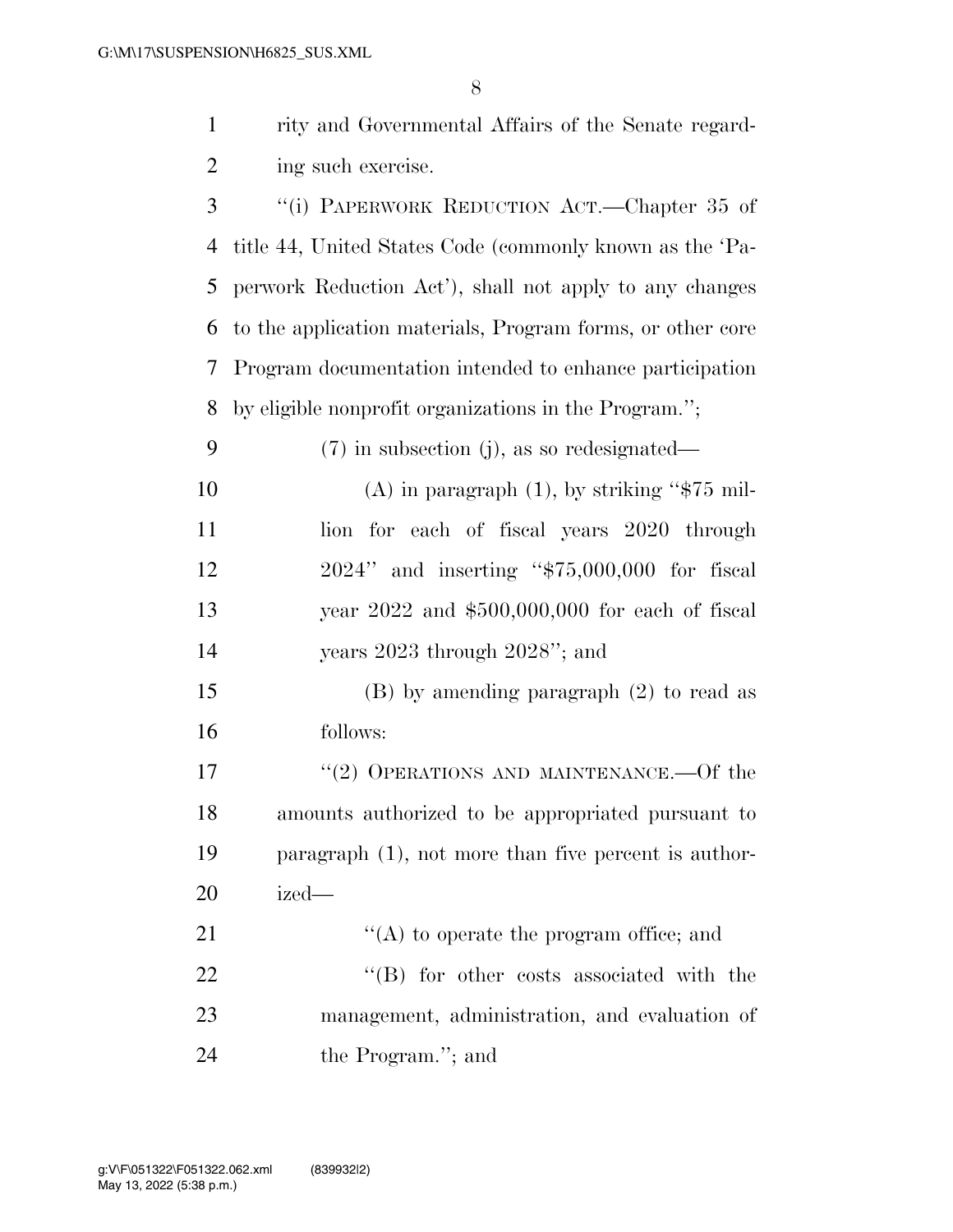rity and Governmental Affairs of the Senate regarding such exercise.

"(i) PAPERWORK REDUCTION ACT.—Chapter 35 of title 44, United States Code (commonly known as the 'Paperwork Reduction Act'), shall not apply to any changes to the application materials, Program forms, or other core Program documentation intended to enhance participation by eligible nonprofit organizations in the Program.";

(7) in subsection (j), as so redesignated—

(A) in paragraph (1), by striking "$75 million for each of fiscal years 2020 through 2024" and inserting "$75,000,000 for fiscal year 2022 and $500,000,000 for each of fiscal years 2023 through 2028"; and

(B) by amending paragraph (2) to read as follows:

"(2) OPERATIONS AND MAINTENANCE.—Of the amounts authorized to be appropriated pursuant to paragraph (1), not more than five percent is authorized—

"(A) to operate the program office; and

"(B) for other costs associated with the management, administration, and evaluation of the Program."; and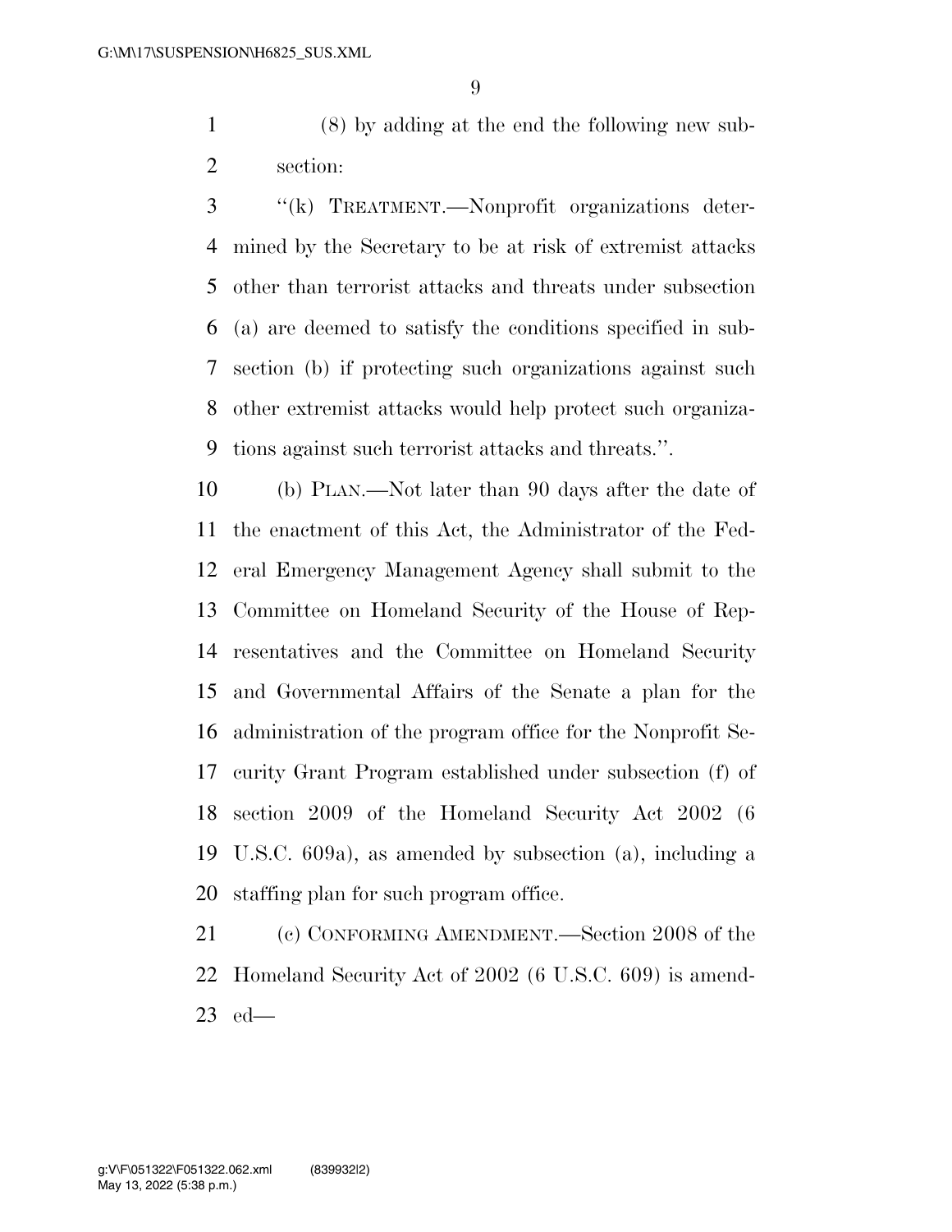(8) by adding at the end the following new subsection:

"(k) TREATMENT.—Nonprofit organizations determined by the Secretary to be at risk of extremist attacks other than terrorist attacks and threats under subsection (a) are deemed to satisfy the conditions specified in subsection (b) if protecting such organizations against such other extremist attacks would help protect such organizations against such terrorist attacks and threats.".

(b) PLAN.—Not later than 90 days after the date of the enactment of this Act, the Administrator of the Federal Emergency Management Agency shall submit to the Committee on Homeland Security of the House of Representatives and the Committee on Homeland Security and Governmental Affairs of the Senate a plan for the administration of the program office for the Nonprofit Security Grant Program established under subsection (f) of section 2009 of the Homeland Security Act 2002 (6 U.S.C. 609a), as amended by subsection (a), including a staffing plan for such program office.

(c) CONFORMING AMENDMENT.—Section 2008 of the Homeland Security Act of 2002 (6 U.S.C. 609) is amended—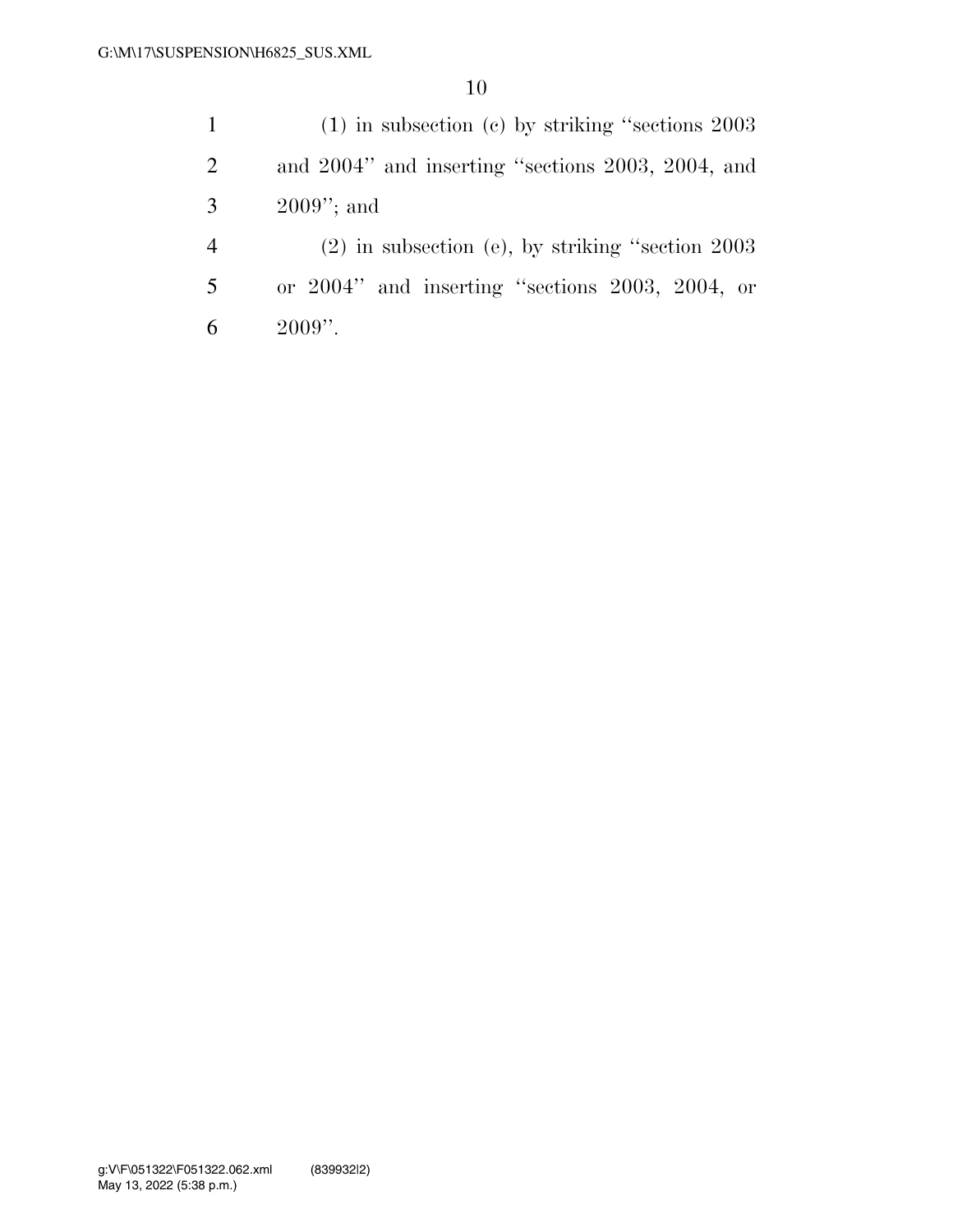(1) in subsection (c) by striking "sections 2003 and 2004" and inserting "sections 2003, 2004, and 2009"; and

(2) in subsection (e), by striking "section 2003 or 2004" and inserting "sections 2003, 2004, or 2009".